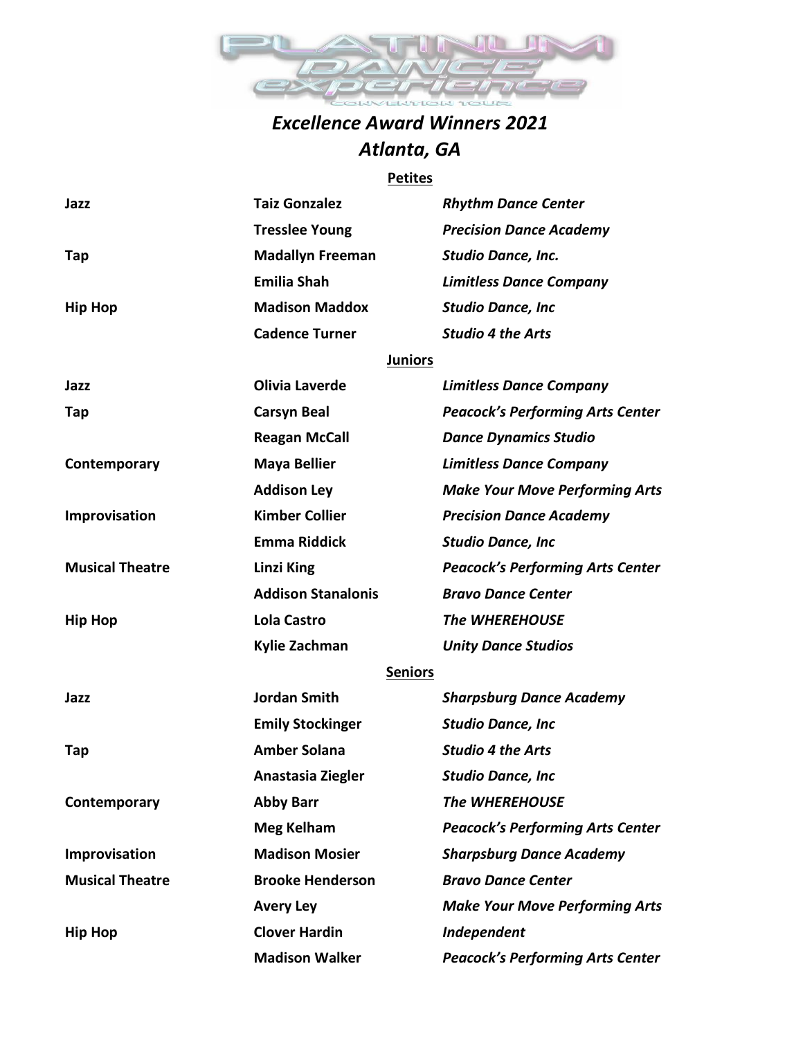PLATINUM DANCE experience CONVENTION TOUR

# *Excellence Award Winners 2021*
## *Atlanta, GA*

### Petites

| | | |
|---|---|---|
| **Jazz** | **Taiz Gonzalez** | ***Rhythm Dance Center*** |
| | **Tresslee Young** | ***Precision Dance Academy*** |
| **Tap** | **Madallyn Freeman** | ***Studio Dance, Inc.*** |
| | **Emilia Shah** | ***Limitless Dance Company*** |
| **Hip Hop** | **Madison Maddox** | ***Studio Dance, Inc*** |
| | **Cadence Turner** | ***Studio 4 the Arts*** |

### Juniors

| | | |
|---|---|---|
| **Jazz** | **Olivia Laverde** | ***Limitless Dance Company*** |
| **Tap** | **Carsyn Beal** | ***Peacock's Performing Arts Center*** |
| | **Reagan McCall** | ***Dance Dynamics Studio*** |
| **Contemporary** | **Maya Bellier** | ***Limitless Dance Company*** |
| | **Addison Ley** | ***Make Your Move Performing Arts*** |
| **Improvisation** | **Kimber Collier** | ***Precision Dance Academy*** |
| | **Emma Riddick** | ***Studio Dance, Inc*** |
| **Musical Theatre** | **Linzi King** | ***Peacock's Performing Arts Center*** |
| | **Addison Stanalonis** | ***Bravo Dance Center*** |
| **Hip Hop** | **Lola Castro** | ***The WHEREHOUSE*** |
| | **Kylie Zachman** | ***Unity Dance Studios*** |

### Seniors

| | | |
|---|---|---|
| **Jazz** | **Jordan Smith** | ***Sharpsburg Dance Academy*** |
| | **Emily Stockinger** | ***Studio Dance, Inc*** |
| **Tap** | **Amber Solana** | ***Studio 4 the Arts*** |
| | **Anastasia Ziegler** | ***Studio Dance, Inc*** |
| **Contemporary** | **Abby Barr** | ***The WHEREHOUSE*** |
| | **Meg Kelham** | ***Peacock's Performing Arts Center*** |
| **Improvisation** | **Madison Mosier** | ***Sharpsburg Dance Academy*** |
| **Musical Theatre** | **Brooke Henderson** | ***Bravo Dance Center*** |
| | **Avery Ley** | ***Make Your Move Performing Arts*** |
| **Hip Hop** | **Clover Hardin** | ***Independent*** |
| | **Madison Walker** | ***Peacock's Performing Arts Center*** |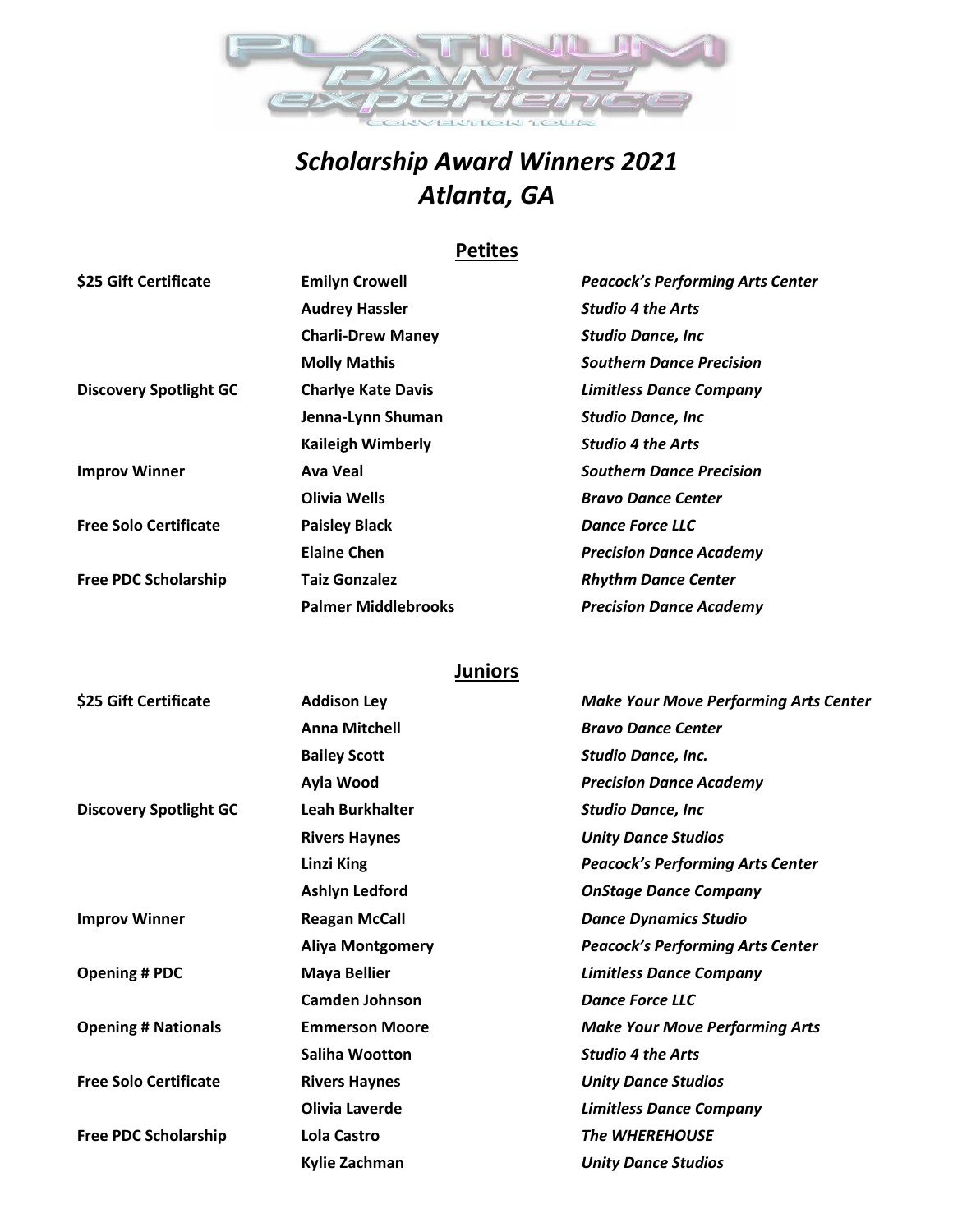# Scholarship Award Winners 2021
# Atlanta, GA

## Petites

| | | |
|---|---|---|
| **$25 Gift Certificate** | **Emilyn Crowell** | ***Peacock's Performing Arts Center*** |
| | **Audrey Hassler** | ***Studio 4 the Arts*** |
| | **Charli-Drew Maney** | ***Studio Dance, Inc*** |
| | **Molly Mathis** | ***Southern Dance Precision*** |
| **Discovery Spotlight GC** | **Charlye Kate Davis** | ***Limitless Dance Company*** |
| | **Jenna-Lynn Shuman** | ***Studio Dance, Inc*** |
| | **Kaileigh Wimberly** | ***Studio 4 the Arts*** |
| **Improv Winner** | **Ava Veal** | ***Southern Dance Precision*** |
| | **Olivia Wells** | ***Bravo Dance Center*** |
| **Free Solo Certificate** | **Paisley Black** | ***Dance Force LLC*** |
| | **Elaine Chen** | ***Precision Dance Academy*** |
| **Free PDC Scholarship** | **Taiz Gonzalez** | ***Rhythm Dance Center*** |
| | **Palmer Middlebrooks** | ***Precision Dance Academy*** |

## Juniors

| | | |
|---|---|---|
| **$25 Gift Certificate** | **Addison Ley** | ***Make Your Move Performing Arts Center*** |
| | **Anna Mitchell** | ***Bravo Dance Center*** |
| | **Bailey Scott** | ***Studio Dance, Inc.*** |
| | **Ayla Wood** | ***Precision Dance Academy*** |
| **Discovery Spotlight GC** | **Leah Burkhalter** | ***Studio Dance, Inc*** |
| | **Rivers Haynes** | ***Unity Dance Studios*** |
| | **Linzi King** | ***Peacock's Performing Arts Center*** |
| | **Ashlyn Ledford** | ***OnStage Dance Company*** |
| **Improv Winner** | **Reagan McCall** | ***Dance Dynamics Studio*** |
| | **Aliya Montgomery** | ***Peacock's Performing Arts Center*** |
| **Opening # PDC** | **Maya Bellier** | ***Limitless Dance Company*** |
| | **Camden Johnson** | ***Dance Force LLC*** |
| **Opening # Nationals** | **Emmerson Moore** | ***Make Your Move Performing Arts*** |
| | **Saliha Wootton** | ***Studio 4 the Arts*** |
| **Free Solo Certificate** | **Rivers Haynes** | ***Unity Dance Studios*** |
| | **Olivia Laverde** | ***Limitless Dance Company*** |
| **Free PDC Scholarship** | **Lola Castro** | ***The WHEREHOUSE*** |
| | **Kylie Zachman** | ***Unity Dance Studios*** |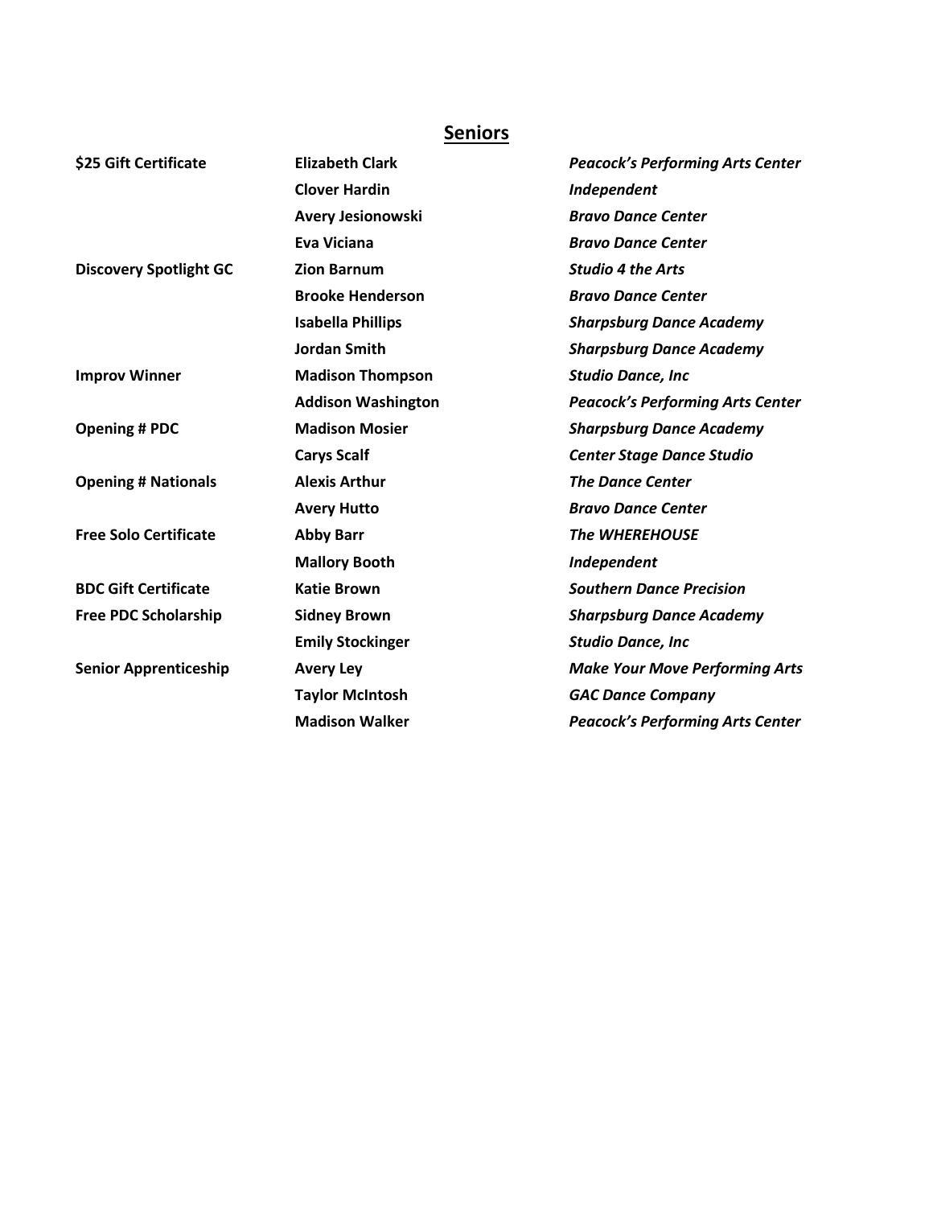## Seniors

| | | |
|---|---|---|
| **$25 Gift Certificate** | **Elizabeth Clark** | ***Peacock's Performing Arts Center*** |
| | **Clover Hardin** | ***Independent*** |
| | **Avery Jesionowski** | ***Bravo Dance Center*** |
| | **Eva Viciana** | ***Bravo Dance Center*** |
| **Discovery Spotlight GC** | **Zion Barnum** | ***Studio 4 the Arts*** |
| | **Brooke Henderson** | ***Bravo Dance Center*** |
| | **Isabella Phillips** | ***Sharpsburg Dance Academy*** |
| | **Jordan Smith** | ***Sharpsburg Dance Academy*** |
| **Improv Winner** | **Madison Thompson** | ***Studio Dance, Inc*** |
| | **Addison Washington** | ***Peacock's Performing Arts Center*** |
| **Opening # PDC** | **Madison Mosier** | ***Sharpsburg Dance Academy*** |
| | **Carys Scalf** | ***Center Stage Dance Studio*** |
| **Opening # Nationals** | **Alexis Arthur** | ***The Dance Center*** |
| | **Avery Hutto** | ***Bravo Dance Center*** |
| **Free Solo Certificate** | **Abby Barr** | ***The WHEREHOUSE*** |
| | **Mallory Booth** | ***Independent*** |
| **BDC Gift Certificate** | **Katie Brown** | ***Southern Dance Precision*** |
| **Free PDC Scholarship** | **Sidney Brown** | ***Sharpsburg Dance Academy*** |
| | **Emily Stockinger** | ***Studio Dance, Inc*** |
| **Senior Apprenticeship** | **Avery Ley** | ***Make Your Move Performing Arts*** |
| | **Taylor McIntosh** | ***GAC Dance Company*** |
| | **Madison Walker** | ***Peacock's Performing Arts Center*** |